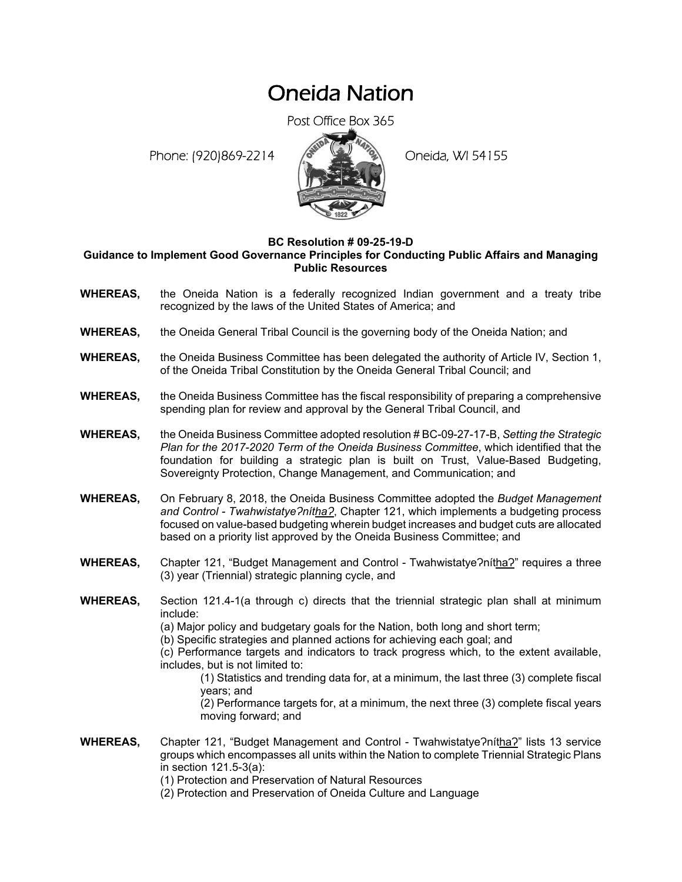# Oneida Nation

Post Office Box 365

Phone: (920)869-2214 Oneida, WI 54155

**BC Resolution # 09-25-19-D**
**Guidance to Implement Good Governance Principles for Conducting Public Affairs and Managing Public Resources**

**WHEREAS,** the Oneida Nation is a federally recognized Indian government and a treaty tribe recognized by the laws of the United States of America; and

**WHEREAS,** the Oneida General Tribal Council is the governing body of the Oneida Nation; and

**WHEREAS,** the Oneida Business Committee has been delegated the authority of Article IV, Section 1, of the Oneida Tribal Constitution by the Oneida General Tribal Council; and

**WHEREAS,** the Oneida Business Committee has the fiscal responsibility of preparing a comprehensive spending plan for review and approval by the General Tribal Council, and

**WHEREAS,** the Oneida Business Committee adopted resolution # BC-09-27-17-B, *Setting the Strategic Plan for the 2017-2020 Term of the Oneida Business Committee*, which identified that the foundation for building a strategic plan is built on Trust, Value-Based Budgeting, Sovereignty Protection, Change Management, and Communication; and

**WHEREAS,** On February 8, 2018, the Oneida Business Committee adopted the *Budget Management and Control - Twahwistatyeʔníthaʔ*, Chapter 121, which implements a budgeting process focused on value-based budgeting wherein budget increases and budget cuts are allocated based on a priority list approved by the Oneida Business Committee; and

**WHEREAS,** Chapter 121, "Budget Management and Control - Twahwistatyeʔníthaʔ" requires a three (3) year (Triennial) strategic planning cycle, and

**WHEREAS,** Section 121.4-1(a through c) directs that the triennial strategic plan shall at minimum include:
(a) Major policy and budgetary goals for the Nation, both long and short term;
(b) Specific strategies and planned actions for achieving each goal; and
(c) Performance targets and indicators to track progress which, to the extent available, includes, but is not limited to:
(1) Statistics and trending data for, at a minimum, the last three (3) complete fiscal years; and
(2) Performance targets for, at a minimum, the next three (3) complete fiscal years moving forward; and

**WHEREAS,** Chapter 121, "Budget Management and Control - Twahwistatyeʔníthaʔ" lists 13 service groups which encompasses all units within the Nation to complete Triennial Strategic Plans in section 121.5-3(a):
(1) Protection and Preservation of Natural Resources
(2) Protection and Preservation of Oneida Culture and Language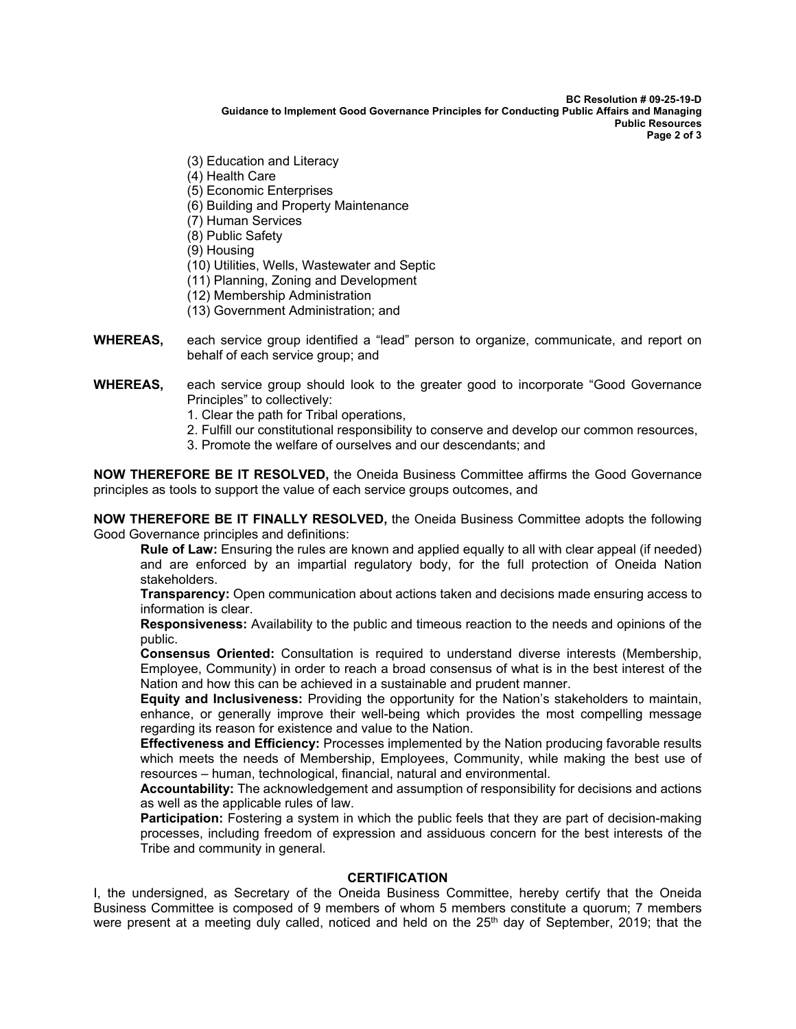(3) Education and Literacy
(4) Health Care
(5) Economic Enterprises
(6) Building and Property Maintenance
(7) Human Services
(8) Public Safety
(9) Housing
(10) Utilities, Wells, Wastewater and Septic
(11) Planning, Zoning and Development
(12) Membership Administration
(13) Government Administration; and

**WHEREAS,** each service group identified a "lead" person to organize, communicate, and report on behalf of each service group; and

**WHEREAS,** each service group should look to the greater good to incorporate "Good Governance Principles" to collectively:
1. Clear the path for Tribal operations,
2. Fulfill our constitutional responsibility to conserve and develop our common resources,
3. Promote the welfare of ourselves and our descendants; and

**NOW THEREFORE BE IT RESOLVED,** the Oneida Business Committee affirms the Good Governance principles as tools to support the value of each service groups outcomes, and

**NOW THEREFORE BE IT FINALLY RESOLVED,** the Oneida Business Committee adopts the following Good Governance principles and definitions:

**Rule of Law:** Ensuring the rules are known and applied equally to all with clear appeal (if needed) and are enforced by an impartial regulatory body, for the full protection of Oneida Nation stakeholders.

**Transparency:** Open communication about actions taken and decisions made ensuring access to information is clear.

**Responsiveness:** Availability to the public and timeous reaction to the needs and opinions of the public.

**Consensus Oriented:** Consultation is required to understand diverse interests (Membership, Employee, Community) in order to reach a broad consensus of what is in the best interest of the Nation and how this can be achieved in a sustainable and prudent manner.

**Equity and Inclusiveness:** Providing the opportunity for the Nation's stakeholders to maintain, enhance, or generally improve their well-being which provides the most compelling message regarding its reason for existence and value to the Nation.

**Effectiveness and Efficiency:** Processes implemented by the Nation producing favorable results which meets the needs of Membership, Employees, Community, while making the best use of resources – human, technological, financial, natural and environmental.

**Accountability:** The acknowledgement and assumption of responsibility for decisions and actions as well as the applicable rules of law.

**Participation:** Fostering a system in which the public feels that they are part of decision-making processes, including freedom of expression and assiduous concern for the best interests of the Tribe and community in general.

## CERTIFICATION

I, the undersigned, as Secretary of the Oneida Business Committee, hereby certify that the Oneida Business Committee is composed of 9 members of whom 5 members constitute a quorum; 7 members were present at a meeting duly called, noticed and held on the 25th day of September, 2019; that the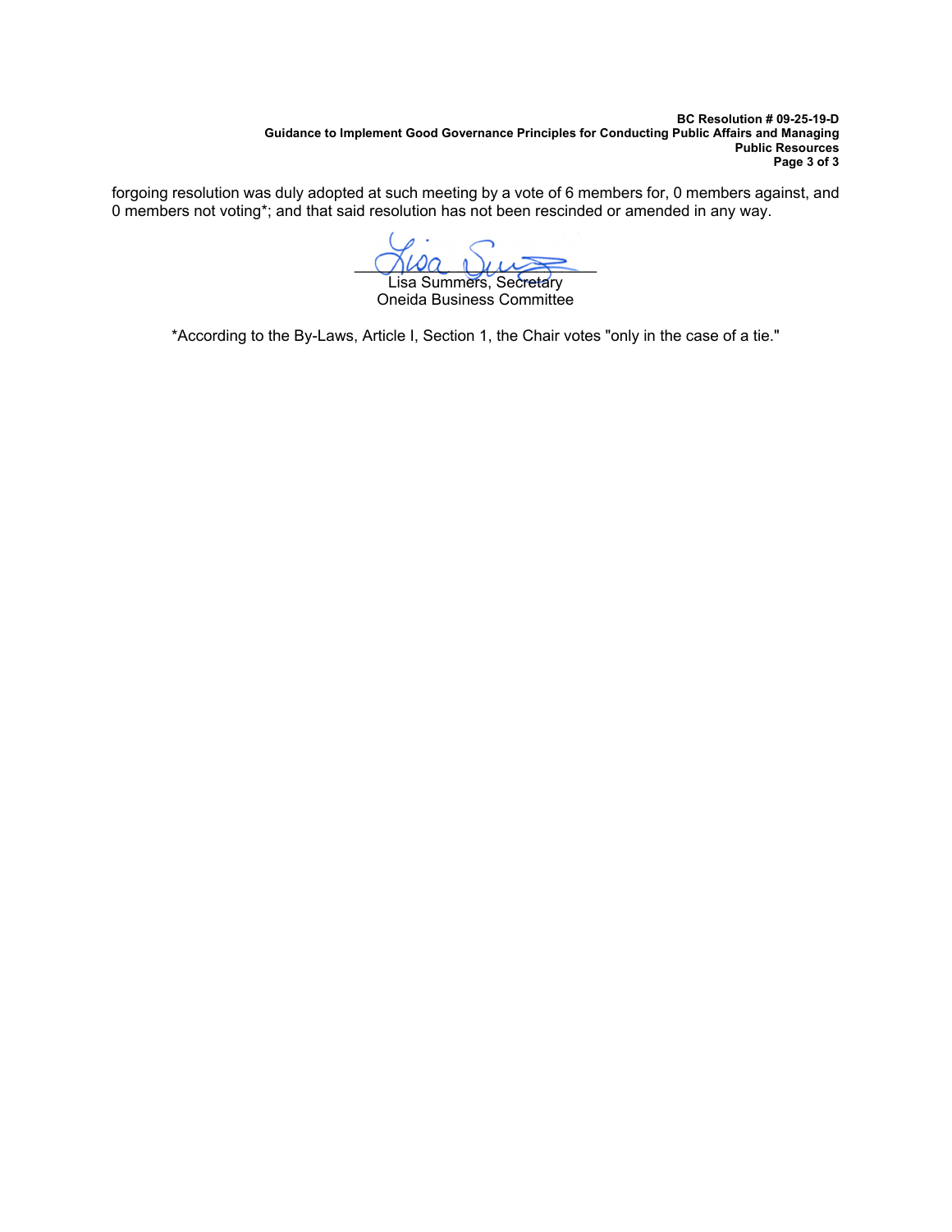forgoing resolution was duly adopted at such meeting by a vote of 6 members for, 0 members against, and 0 members not voting*; and that said resolution has not been rescinded or amended in any way.

Lisa Summers, Secretary
Oneida Business Committee

*According to the By-Laws, Article I, Section 1, the Chair votes "only in the case of a tie."